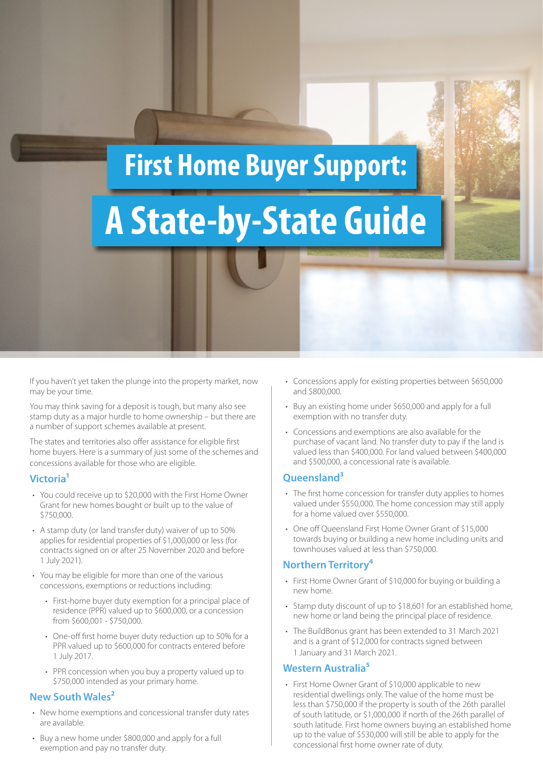# First Home Buyer Support: A State-by-State Guide

If you haven't yet taken the plunge into the property market, now may be your time.

You may think saving for a deposit is tough, but many also see stamp duty as a major hurdle to home ownership – but there are a number of support schemes available at present.

The states and territories also offer assistance for eligible first home buyers. Here is a summary of just some of the schemes and concessions available for those who are eligible.

## Victoria[1]

- You could receive up to $20,000 with the First Home Owner Grant for new homes bought or built up to the value of $750,000.
- A stamp duty (or land transfer duty) waiver of up to 50% applies for residential properties of $1,000,000 or less (for contracts signed on or after 25 November 2020 and before 1 July 2021).
- You may be eligible for more than one of the various concessions, exemptions or reductions including:
  - First-home buyer duty exemption for a principal place of residence (PPR) valued up to $600,000, or a concession from $600,001 - $750,000.
  - One-off first home buyer duty reduction up to 50% for a PPR valued up to $600,000 for contracts entered before 1 July 2017.
  - PPR concession when you buy a property valued up to $750,000 intended as your primary home.

## New South Wales[2]

- New home exemptions and concessional transfer duty rates are available.
- Buy a new home under $800,000 and apply for a full exemption and pay no transfer duty.
- Concessions apply for existing properties between $650,000 and $800,000.
- Buy an existing home under $650,000 and apply for a full exemption with no transfer duty.
- Concessions and exemptions are also available for the purchase of vacant land. No transfer duty to pay if the land is valued less than $400,000. For land valued between $400,000 and $500,000, a concessional rate is available.

## Queensland[3]

- The first home concession for transfer duty applies to homes valued under $550,000. The home concession may still apply for a home valued over $550,000.
- One off Queensland First Home Owner Grant of $15,000 towards buying or building a new home including units and townhouses valued at less than $750,000.

## Northern Territory[4]

- First Home Owner Grant of $10,000 for buying or building a new home.
- Stamp duty discount of up to $18,601 for an established home, new home or land being the principal place of residence.
- The BuildBonus grant has been extended to 31 March 2021 and is a grant of $12,000 for contracts signed between 1 January and 31 March 2021.

## Western Australia[5]

- First Home Owner Grant of $10,000 applicable to new residential dwellings only. The value of the home must be less than $750,000 if the property is south of the 26th parallel of south latitude, or $1,000,000 if north of the 26th parallel of south latitude. First home owners buying an established home up to the value of $530,000 will still be able to apply for the concessional first home owner rate of duty.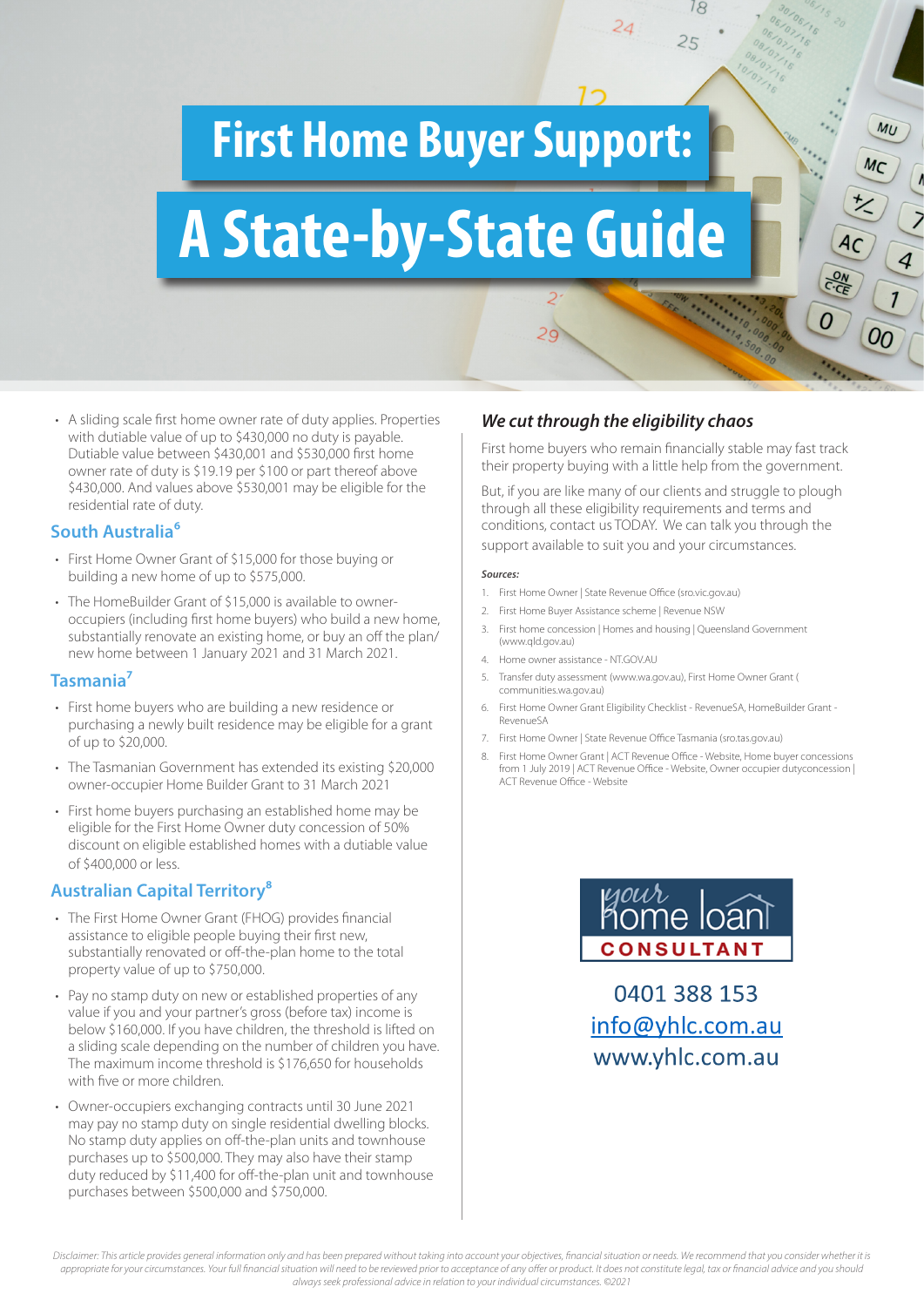# First Home Buyer Support:

# A State-by-State Guide

- A sliding scale first home owner rate of duty applies. Properties with dutiable value of up to $430,000 no duty is payable. Dutiable value between $430,001 and $530,000 first home owner rate of duty is $19.19 per $100 or part thereof above $430,000. And values above $530,001 may be eligible for the residential rate of duty.

## South Australia[6]

- First Home Owner Grant of $15,000 for those buying or building a new home of up to $575,000.
- The HomeBuilder Grant of $15,000 is available to owner-occupiers (including first home buyers) who build a new home, substantially renovate an existing home, or buy an off the plan/new home between 1 January 2021 and 31 March 2021.

## Tasmania[7]

- First home buyers who are building a new residence or purchasing a newly built residence may be eligible for a grant of up to $20,000.
- The Tasmanian Government has extended its existing $20,000 owner-occupier Home Builder Grant to 31 March 2021
- First home buyers purchasing an established home may be eligible for the First Home Owner duty concession of 50% discount on eligible established homes with a dutiable value of $400,000 or less.

## Australian Capital Territory[8]

- The First Home Owner Grant (FHOG) provides financial assistance to eligible people buying their first new, substantially renovated or off-the-plan home to the total property value of up to $750,000.
- Pay no stamp duty on new or established properties of any value if you and your partner's gross (before tax) income is below $160,000. If you have children, the threshold is lifted on a sliding scale depending on the number of children you have. The maximum income threshold is $176,650 for households with five or more children.
- Owner-occupiers exchanging contracts until 30 June 2021 may pay no stamp duty on single residential dwelling blocks. No stamp duty applies on off-the-plan units and townhouse purchases up to $500,000. They may also have their stamp duty reduced by $11,400 for off-the-plan unit and townhouse purchases between $500,000 and $750,000.

### *We cut through the eligibility chaos*

First home buyers who remain financially stable may fast track their property buying with a little help from the government.

But, if you are like many of our clients and struggle to plough through all these eligibility requirements and terms and conditions, contact us TODAY. We can talk you through the support available to suit you and your circumstances.

***Sources:***

1. First Home Owner | State Revenue Office (sro.vic.gov.au)
2. First Home Buyer Assistance scheme | Revenue NSW
3. First home concession | Homes and housing | Queensland Government (www.qld.gov.au)
4. Home owner assistance - NT.GOV.AU
5. Transfer duty assessment (www.wa.gov.au), First Home Owner Grant ( communities.wa.gov.au)
6. First Home Owner Grant Eligibility Checklist - RevenueSA, HomeBuilder Grant - RevenueSA
7. First Home Owner | State Revenue Office Tasmania (sro.tas.gov.au)
8. First Home Owner Grant | ACT Revenue Office - Website, Home buyer concessions from 1 July 2019 | ACT Revenue Office - Website, Owner occupier dutyconcession | ACT Revenue Office - Website

your home loan CONSULTANT

0401 388 153
info@yhlc.com.au
www.yhlc.com.au

*Disclaimer: This article provides general information only and has been prepared without taking into account your objectives, financial situation or needs. We recommend that you consider whether it is appropriate for your circumstances. Your full financial situation will need to be reviewed prior to acceptance of any offer or product. It does not constitute legal, tax or financial advice and you should always seek professional advice in relation to your individual circumstances. ©2021*